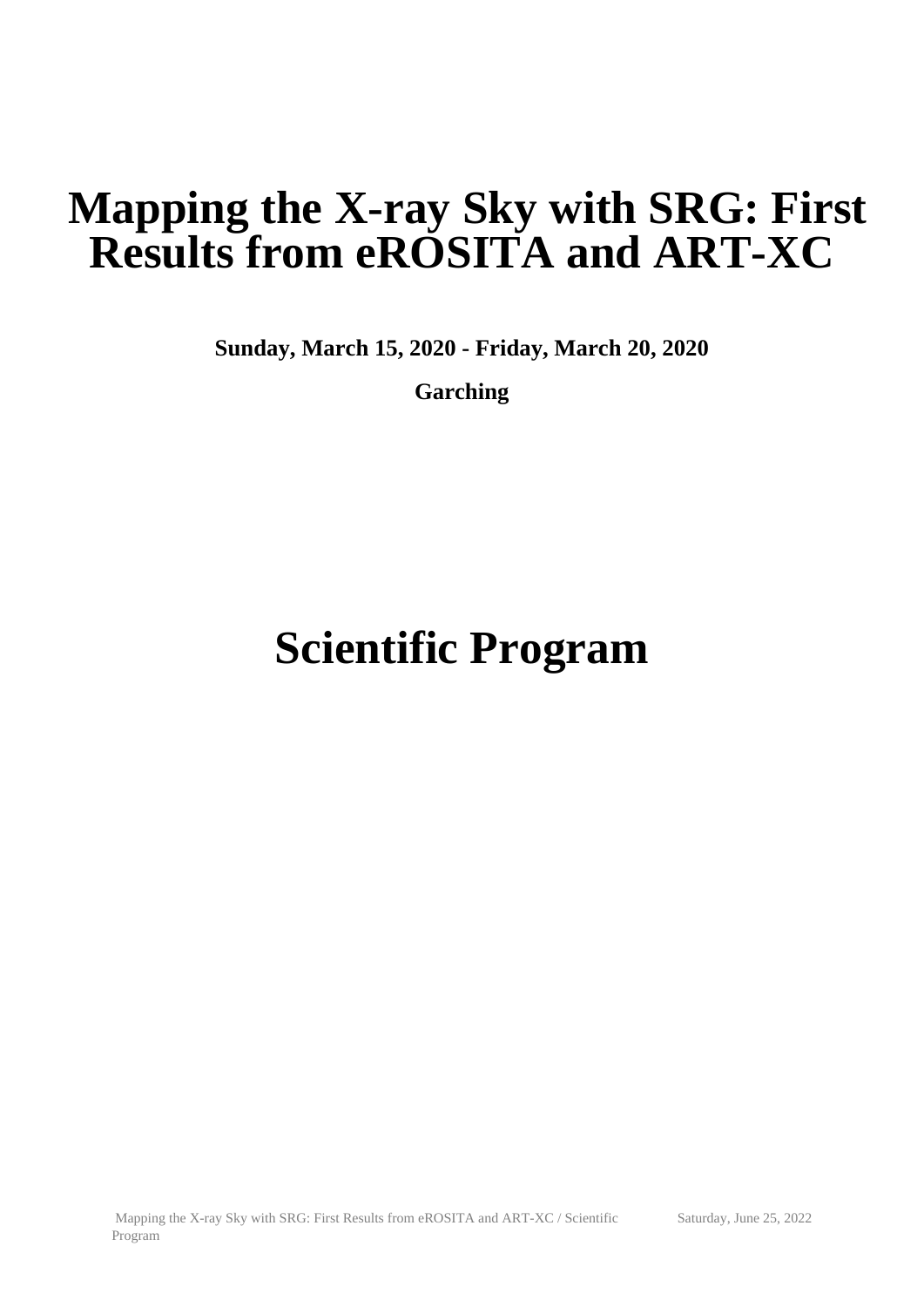# Mapping the X-ray Sky with SRG: First Results from eROSITA and ART-XC

**Sunday, March 15, 2020 - Friday, March 20, 2020**

**Garching**

# Scientific Program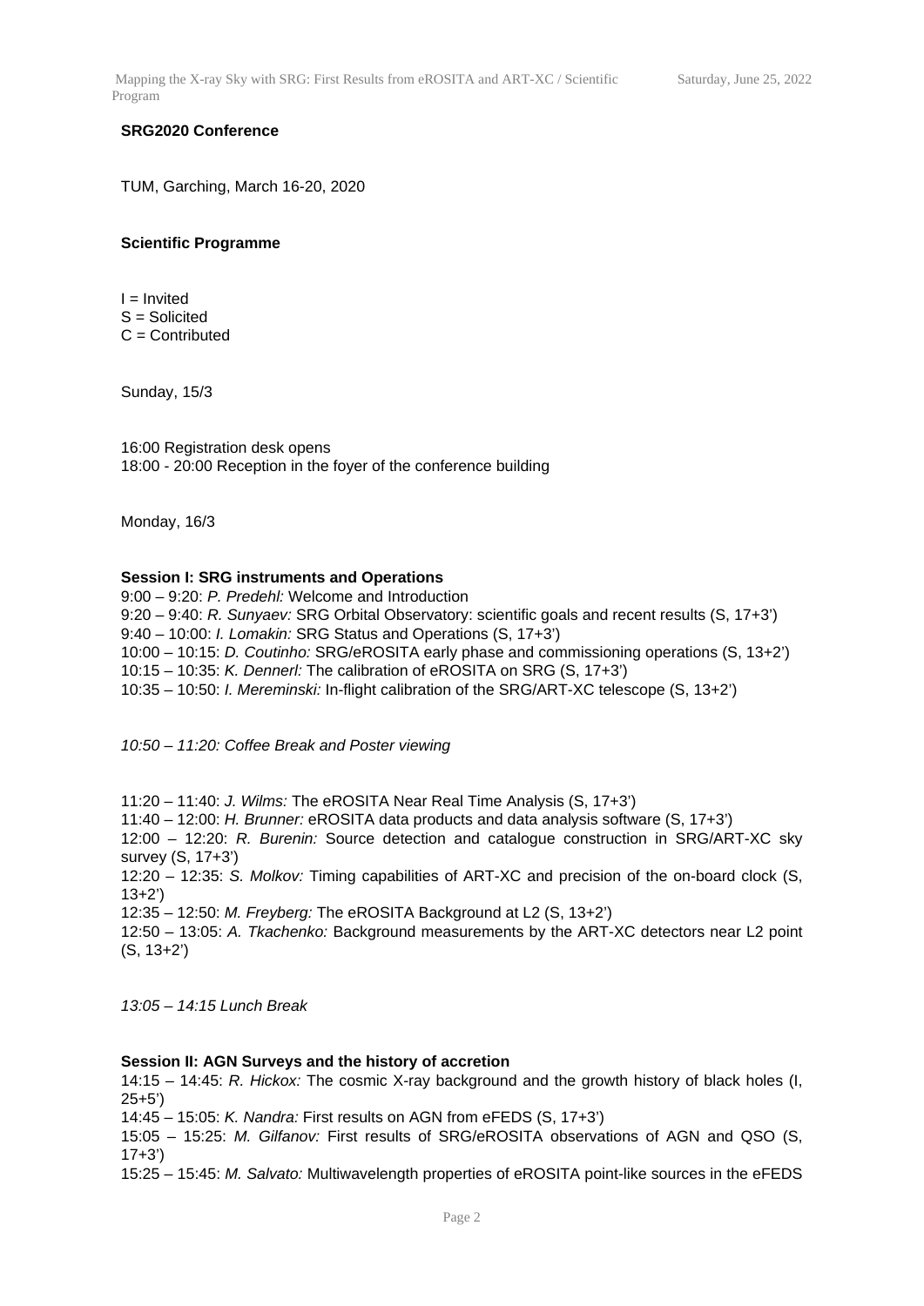**SRG2020 Conference**

TUM, Garching, March 16-20, 2020

**Scientific Programme**

I = Invited
S = Solicited
C = Contributed

Sunday, 15/3

16:00 Registration desk opens
18:00 - 20:00 Reception in the foyer of the conference building

Monday, 16/3

**Session I: SRG instruments and Operations**

9:00 – 9:20: *P. Predehl:* Welcome and Introduction
9:20 – 9:40: *R. Sunyaev:* SRG Orbital Observatory: scientific goals and recent results (S, 17+3')
9:40 – 10:00: *I. Lomakin:* SRG Status and Operations (S, 17+3')
10:00 – 10:15: *D. Coutinho:* SRG/eROSITA early phase and commissioning operations (S, 13+2')
10:15 – 10:35: *K. Dennerl:* The calibration of eROSITA on SRG (S, 17+3')
10:35 – 10:50: *I. Mereminski:* In-flight calibration of the SRG/ART-XC telescope (S, 13+2')

*10:50 – 11:20: Coffee Break and Poster viewing*

11:20 – 11:40: *J. Wilms:* The eROSITA Near Real Time Analysis (S, 17+3')
11:40 – 12:00: *H. Brunner:* eROSITA data products and data analysis software (S, 17+3')
12:00 – 12:20: *R. Burenin:* Source detection and catalogue construction in SRG/ART-XC sky survey (S, 17+3')
12:20 – 12:35: *S. Molkov:* Timing capabilities of ART-XC and precision of the on-board clock (S, 13+2')
12:35 – 12:50: *M. Freyberg:* The eROSITA Background at L2 (S, 13+2')
12:50 – 13:05: *A. Tkachenko:* Background measurements by the ART-XC detectors near L2 point (S, 13+2')

*13:05 – 14:15 Lunch Break*

**Session II: AGN Surveys and the history of accretion**

14:15 – 14:45: *R. Hickox:* The cosmic X-ray background and the growth history of black holes (I, 25+5')
14:45 – 15:05: *K. Nandra:* First results on AGN from eFEDS (S, 17+3')
15:05 – 15:25: *M. Gilfanov:* First results of SRG/eROSITA observations of AGN and QSO (S, 17+3')
15:25 – 15:45: *M. Salvato:* Multiwavelength properties of eROSITA point-like sources in the eFEDS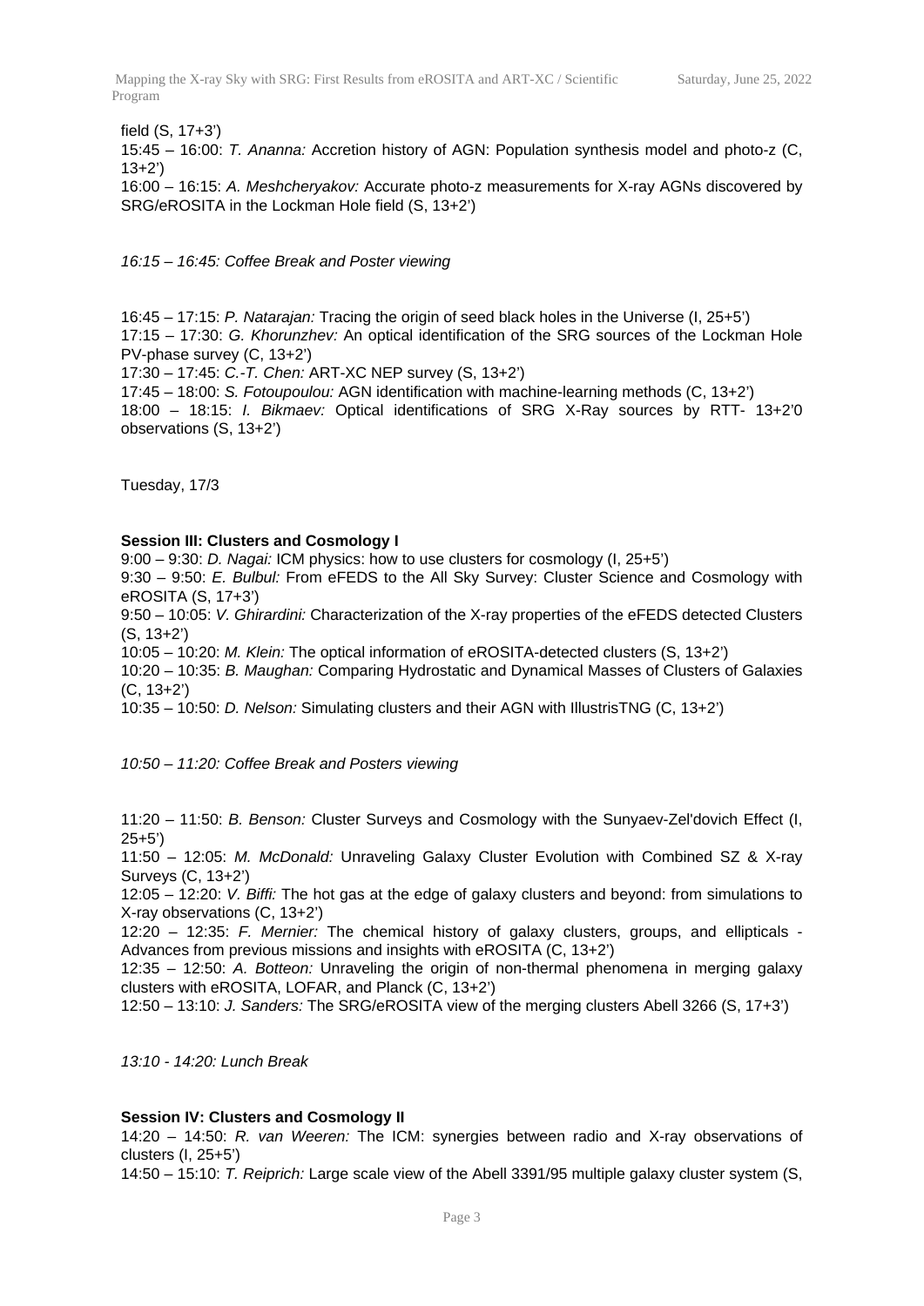field (S, 17+3')

15:45 – 16:00: *T. Ananna:* Accretion history of AGN: Population synthesis model and photo-z (C, 13+2')

16:00 – 16:15: *A. Meshcheryakov:* Accurate photo-z measurements for X-ray AGNs discovered by SRG/eROSITA in the Lockman Hole field (S, 13+2')

*16:15 – 16:45: Coffee Break and Poster viewing*

16:45 – 17:15: *P. Natarajan:* Tracing the origin of seed black holes in the Universe (I, 25+5')

17:15 – 17:30: *G. Khorunzhev:* An optical identification of the SRG sources of the Lockman Hole PV-phase survey (C, 13+2')

17:30 – 17:45: *C.-T. Chen:* ART-XC NEP survey (S, 13+2')

17:45 – 18:00: *S. Fotoupoulou:* AGN identification with machine-learning methods (C, 13+2')

18:00 – 18:15: *I. Bikmaev:* Optical identifications of SRG X-Ray sources by RTT- 13+2'0 observations (S, 13+2')

Tuesday, 17/3

**Session III: Clusters and Cosmology I**

9:00 – 9:30: *D. Nagai:* ICM physics: how to use clusters for cosmology (I, 25+5')

9:30 – 9:50: *E. Bulbul:* From eFEDS to the All Sky Survey: Cluster Science and Cosmology with eROSITA (S, 17+3')

9:50 – 10:05: *V. Ghirardini:* Characterization of the X-ray properties of the eFEDS detected Clusters (S, 13+2')

10:05 – 10:20: *M. Klein:* The optical information of eROSITA-detected clusters (S, 13+2')

10:20 – 10:35: *B. Maughan:* Comparing Hydrostatic and Dynamical Masses of Clusters of Galaxies (C, 13+2')

10:35 – 10:50: *D. Nelson:* Simulating clusters and their AGN with IllustrisTNG (C, 13+2')

*10:50 – 11:20: Coffee Break and Posters viewing*

11:20 – 11:50: *B. Benson:* Cluster Surveys and Cosmology with the Sunyaev-Zel'dovich Effect (I, 25+5')

11:50 – 12:05: *M. McDonald:* Unraveling Galaxy Cluster Evolution with Combined SZ & X-ray Surveys (C, 13+2')

12:05 – 12:20: *V. Biffi:* The hot gas at the edge of galaxy clusters and beyond: from simulations to X-ray observations (C, 13+2')

12:20 – 12:35: *F. Mernier:* The chemical history of galaxy clusters, groups, and ellipticals - Advances from previous missions and insights with eROSITA (C, 13+2')

12:35 – 12:50: *A. Botteon:* Unraveling the origin of non-thermal phenomena in merging galaxy clusters with eROSITA, LOFAR, and Planck (C, 13+2')

12:50 – 13:10: *J. Sanders:* The SRG/eROSITA view of the merging clusters Abell 3266 (S, 17+3')

*13:10 - 14:20: Lunch Break*

**Session IV: Clusters and Cosmology II**

14:20 – 14:50: *R. van Weeren:* The ICM: synergies between radio and X-ray observations of clusters (I, 25+5')

14:50 – 15:10: *T. Reiprich:* Large scale view of the Abell 3391/95 multiple galaxy cluster system (S,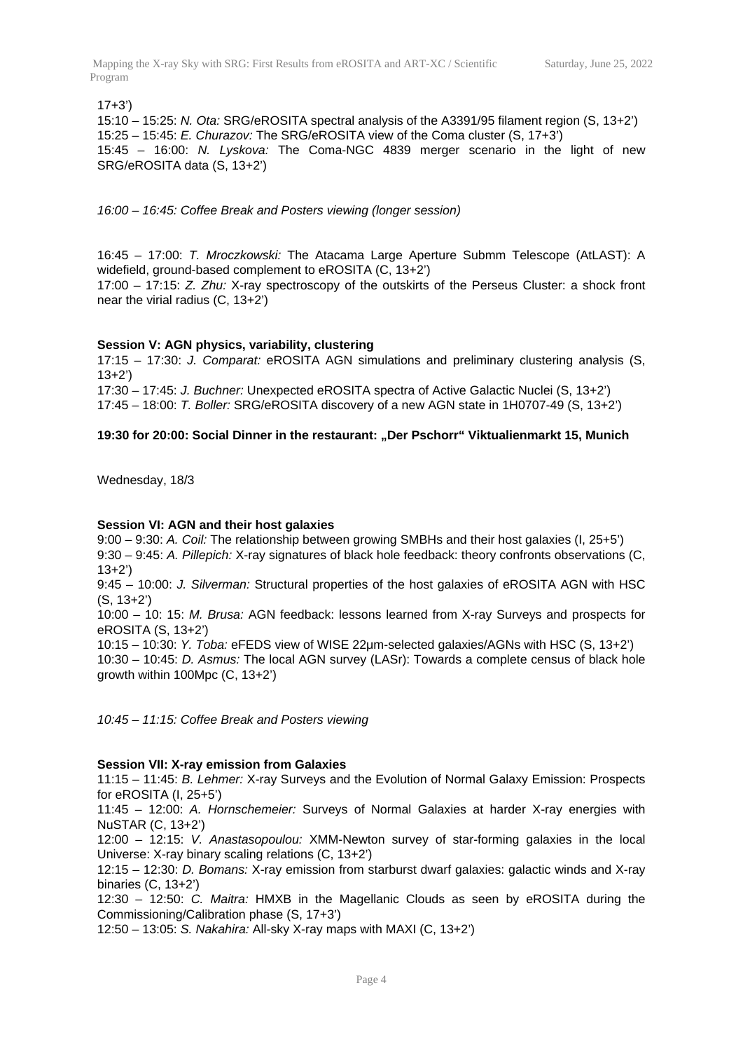17+3')

15:10 – 15:25: *N. Ota:* SRG/eROSITA spectral analysis of the A3391/95 filament region (S, 13+2')
15:25 – 15:45: *E. Churazov:* The SRG/eROSITA view of the Coma cluster (S, 17+3')
15:45 – 16:00: *N. Lyskova:* The Coma-NGC 4839 merger scenario in the light of new SRG/eROSITA data (S, 13+2')

*16:00 – 16:45: Coffee Break and Posters viewing (longer session)*

16:45 – 17:00: *T. Mroczkowski:* The Atacama Large Aperture Submm Telescope (AtLAST): A widefield, ground-based complement to eROSITA (C, 13+2')
17:00 – 17:15: *Z. Zhu:* X-ray spectroscopy of the outskirts of the Perseus Cluster: a shock front near the virial radius (C, 13+2')

**Session V: AGN physics, variability, clustering**

17:15 – 17:30: *J. Comparat:* eROSITA AGN simulations and preliminary clustering analysis (S, 13+2')
17:30 – 17:45: *J. Buchner:* Unexpected eROSITA spectra of Active Galactic Nuclei (S, 13+2')
17:45 – 18:00: *T. Boller:* SRG/eROSITA discovery of a new AGN state in 1H0707-49 (S, 13+2')

**19:30 for 20:00: Social Dinner in the restaurant: „Der Pschorr" Viktualienmarkt 15, Munich**

Wednesday, 18/3

**Session VI: AGN and their host galaxies**

9:00 – 9:30: *A. Coil:* The relationship between growing SMBHs and their host galaxies (I, 25+5')
9:30 – 9:45: *A. Pillepich:* X-ray signatures of black hole feedback: theory confronts observations (C, 13+2')
9:45 – 10:00: *J. Silverman:* Structural properties of the host galaxies of eROSITA AGN with HSC (S, 13+2')
10:00 – 10: 15: *M. Brusa:* AGN feedback: lessons learned from X-ray Surveys and prospects for eROSITA (S, 13+2')
10:15 – 10:30: *Y. Toba:* eFEDS view of WISE 22μm-selected galaxies/AGNs with HSC (S, 13+2')
10:30 – 10:45: *D. Asmus:* The local AGN survey (LASr): Towards a complete census of black hole growth within 100Mpc (C, 13+2')

*10:45 – 11:15: Coffee Break and Posters viewing*

**Session VII: X-ray emission from Galaxies**

11:15 – 11:45: *B. Lehmer:* X-ray Surveys and the Evolution of Normal Galaxy Emission: Prospects for eROSITA (I, 25+5')
11:45 – 12:00: *A. Hornschemeier:* Surveys of Normal Galaxies at harder X-ray energies with NuSTAR (C, 13+2')
12:00 – 12:15: *V. Anastasopoulou:* XMM-Newton survey of star-forming galaxies in the local Universe: X-ray binary scaling relations (C, 13+2')
12:15 – 12:30: *D. Bomans:* X-ray emission from starburst dwarf galaxies: galactic winds and X-ray binaries (C, 13+2')
12:30 – 12:50: *C. Maitra:* HMXB in the Magellanic Clouds as seen by eROSITA during the Commissioning/Calibration phase (S, 17+3')
12:50 – 13:05: *S. Nakahira:* All-sky X-ray maps with MAXI (C, 13+2')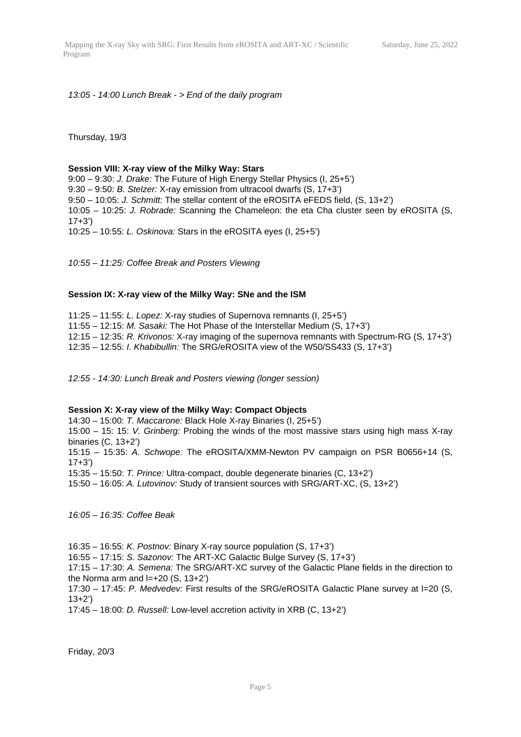*13:05 - 14:00 Lunch Break - > End of the daily program*

Thursday, 19/3

**Session VIII: X-ray view of the Milky Way: Stars**

9:00 – 9:30: *J. Drake:* The Future of High Energy Stellar Physics (I, 25+5')
9:30 – 9:50: *B. Stelzer:* X-ray emission from ultracool dwarfs (S, 17+3')
9:50 – 10:05: *J. Schmitt:* The stellar content of the eROSITA eFEDS field, (S, 13+2')
10:05 – 10:25: *J. Robrade:* Scanning the Chameleon: the eta Cha cluster seen by eROSITA (S, 17+3')
10:25 – 10:55: *L. Oskinova:* Stars in the eROSITA eyes (I, 25+5')

*10:55 – 11:25: Coffee Break and Posters Viewing*

**Session IX: X-ray view of the Milky Way: SNe and the ISM**

11:25 – 11:55: *L. Lopez:* X-ray studies of Supernova remnants (I, 25+5')
11:55 – 12:15: *M. Sasaki:* The Hot Phase of the Interstellar Medium (S, 17+3')
12:15 – 12:35: *R. Krivonos:* X-ray imaging of the supernova remnants with Spectrum-RG (S, 17+3')
12:35 – 12:55: *I. Khabibullin:* The SRG/eROSITA view of the W50/SS433 (S, 17+3')

*12:55 - 14:30: Lunch Break and Posters viewing (longer session)*

**Session X: X-ray view of the Milky Way: Compact Objects**

14:30 – 15:00: *T. Maccarone:* Black Hole X-ray Binaries (I, 25+5')
15:00 – 15: 15: *V. Grinberg:* Probing the winds of the most massive stars using high mass X-ray binaries (C, 13+2')
15:15 – 15:35: *A. Schwope:* The eROSITA/XMM-Newton PV campaign on PSR B0656+14 (S, 17+3')
15:35 – 15:50: *T. Prince:* Ultra-compact, double degenerate binaries (C, 13+2')
15:50 – 16:05: *A. Lutovinov:* Study of transient sources with SRG/ART-XC, (S, 13+2')

*16:05 – 16:35: Coffee Beak*

16:35 – 16:55: *K. Postnov:* Binary X-ray source population (S, 17+3')
16:55 – 17:15: *S. Sazonov:* The ART-XC Galactic Bulge Survey (S, 17+3')
17:15 – 17:30: *A. Semena:* The SRG/ART-XC survey of the Galactic Plane fields in the direction to the Norma arm and l=+20 (S, 13+2')
17:30 – 17:45: *P. Medvedev:* First results of the SRG/eROSITA Galactic Plane survey at l=20 (S, 13+2')
17:45 – 18:00: *D. Russell:* Low-level accretion activity in XRB (C, 13+2')

Friday, 20/3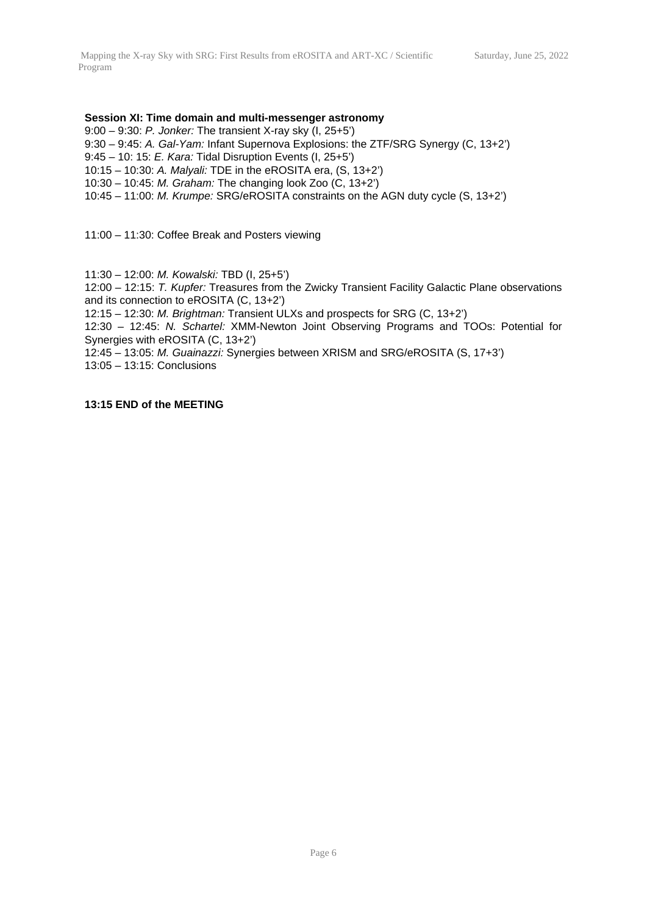**Session XI: Time domain and multi-messenger astronomy**

9:00 – 9:30: *P. Jonker:* The transient X-ray sky (I, 25+5')
9:30 – 9:45: *A. Gal-Yam:* Infant Supernova Explosions: the ZTF/SRG Synergy (C, 13+2')
9:45 – 10: 15: *E. Kara:* Tidal Disruption Events (I, 25+5')
10:15 – 10:30: *A. Malyali:* TDE in the eROSITA era, (S, 13+2')
10:30 – 10:45: *M. Graham:* The changing look Zoo (C, 13+2')
10:45 – 11:00: *M. Krumpe:* SRG/eROSITA constraints on the AGN duty cycle (S, 13+2')

11:00 – 11:30: Coffee Break and Posters viewing

11:30 – 12:00: *M. Kowalski:* TBD (I, 25+5')
12:00 – 12:15: *T. Kupfer:* Treasures from the Zwicky Transient Facility Galactic Plane observations and its connection to eROSITA (C, 13+2')
12:15 – 12:30: *M. Brightman:* Transient ULXs and prospects for SRG (C, 13+2')
12:30 – 12:45: *N. Schartel:* XMM-Newton Joint Observing Programs and TOOs: Potential for Synergies with eROSITA (C, 13+2')
12:45 – 13:05: *M. Guainazzi:* Synergies between XRISM and SRG/eROSITA (S, 17+3')
13:05 – 13:15: Conclusions

**13:15 END of the MEETING**